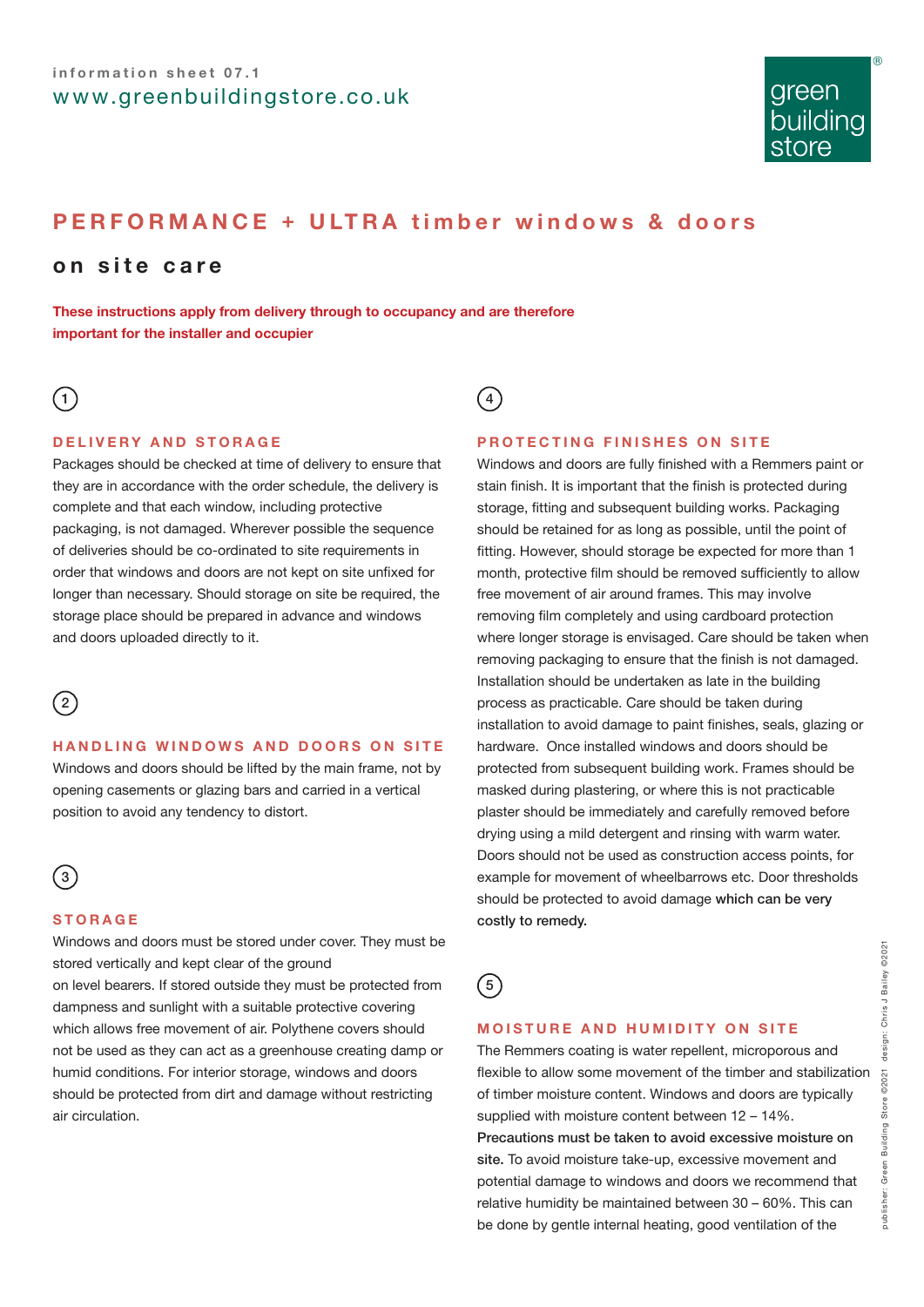information sheet 07.1
www.greenbuildingstore.co.uk

green building store®

# PERFORMANCE + ULTRA timber windows & doors

## on site care

**These instructions apply from delivery through to occupancy and are therefore important for the installer and occupier**

### 1 DELIVERY AND STORAGE

Packages should be checked at time of delivery to ensure that they are in accordance with the order schedule, the delivery is complete and that each window, including protective packaging, is not damaged. Wherever possible the sequence of deliveries should be co-ordinated to site requirements in order that windows and doors are not kept on site unfixed for longer than necessary. Should storage on site be required, the storage place should be prepared in advance and windows and doors uploaded directly to it.

### 2 HANDLING WINDOWS AND DOORS ON SITE

Windows and doors should be lifted by the main frame, not by opening casements or glazing bars and carried in a vertical position to avoid any tendency to distort.

### 3 STORAGE

Windows and doors must be stored under cover. They must be stored vertically and kept clear of the ground on level bearers. If stored outside they must be protected from dampness and sunlight with a suitable protective covering which allows free movement of air. Polythene covers should not be used as they can act as a greenhouse creating damp or humid conditions. For interior storage, windows and doors should be protected from dirt and damage without restricting air circulation.

### 4 PROTECTING FINISHES ON SITE

Windows and doors are fully finished with a Remmers paint or stain finish. It is important that the finish is protected during storage, fitting and subsequent building works. Packaging should be retained for as long as possible, until the point of fitting. However, should storage be expected for more than 1 month, protective film should be removed sufficiently to allow free movement of air around frames. This may involve removing film completely and using cardboard protection where longer storage is envisaged. Care should be taken when removing packaging to ensure that the finish is not damaged. Installation should be undertaken as late in the building process as practicable. Care should be taken during installation to avoid damage to paint finishes, seals, glazing or hardware. Once installed windows and doors should be protected from subsequent building work. Frames should be masked during plastering, or where this is not practicable plaster should be immediately and carefully removed before drying using a mild detergent and rinsing with warm water. Doors should not be used as construction access points, for example for movement of wheelbarrows etc. Door thresholds should be protected to avoid damage **which can be very costly to remedy.**

### 5 MOISTURE AND HUMIDITY ON SITE

The Remmers coating is water repellent, microporous and flexible to allow some movement of the timber and stabilization of timber moisture content. Windows and doors are typically supplied with moisture content between 12 – 14%. **Precautions must be taken to avoid excessive moisture on site.** To avoid moisture take-up, excessive movement and potential damage to windows and doors we recommend that relative humidity be maintained between 30 – 60%. This can be done by gentle internal heating, good ventilation of the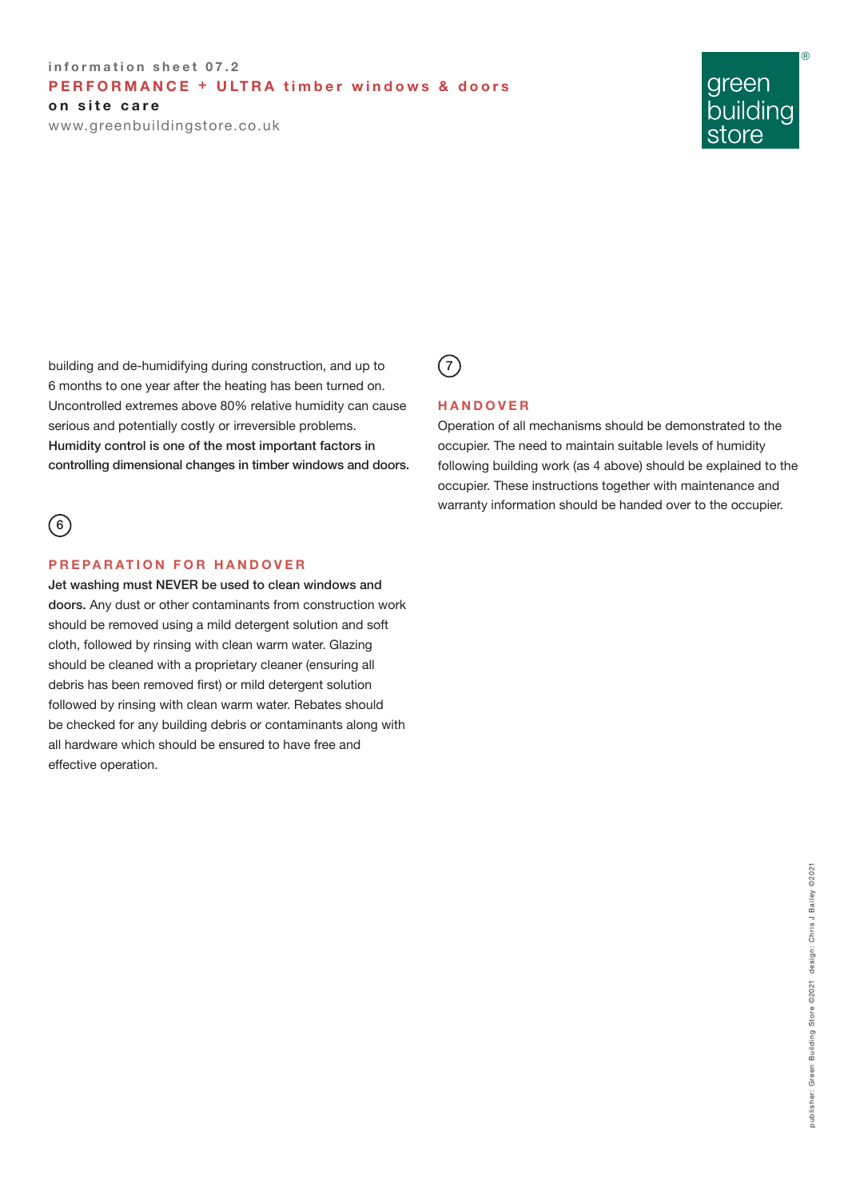building and de-humidifying during construction, and up to 6 months to one year after the heating has been turned on. Uncontrolled extremes above 80% relative humidity can cause serious and potentially costly or irreversible problems. **Humidity control is one of the most important factors in controlling dimensional changes in timber windows and doors.**

## 6

### PREPARATION FOR HANDOVER

**Jet washing must NEVER be used to clean windows and doors.** Any dust or other contaminants from construction work should be removed using a mild detergent solution and soft cloth, followed by rinsing with clean warm water. Glazing should be cleaned with a proprietary cleaner (ensuring all debris has been removed first) or mild detergent solution followed by rinsing with clean warm water. Rebates should be checked for any building debris or contaminants along with all hardware which should be ensured to have free and effective operation.

## 7

### HANDOVER

Operation of all mechanisms should be demonstrated to the occupier. The need to maintain suitable levels of humidity following building work (as 4 above) should be explained to the occupier. These instructions together with maintenance and warranty information should be handed over to the occupier.